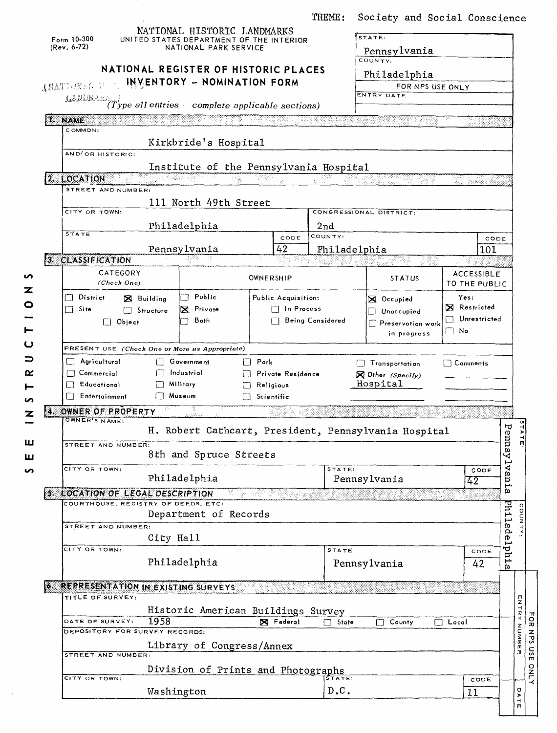THEME: Society and Social Conscience

Form 10-300
(Rev. 6-72)

NATIONAL HISTORIC LANDMARKS
UNITED STATES DEPARTMENT OF THE INTERIOR
NATIONAL PARK SERVICE

# NATIONAL REGISTER OF HISTORIC PLACES INVENTORY - NOMINATION FORM

(NATIONAL HISTORIC LANDMARKS)

*(Type all entries - complete applicable sections)*

| STATE: | Pennsylvania |
|---|---|
| COUNTY: | Philadelphia |
| FOR NPS USE ONLY | |
| ENTRY DATE | |

SEE INSTRUCTIONS

## 1. NAME

COMMON:
Kirkbride's Hospital

AND/OR HISTORIC:
Institute of the Pennsylvania Hospital

## 2. LOCATION

STREET AND NUMBER:
111 North 49th Street

| CITY OR TOWN: | CONGRESSIONAL DISTRICT: |
|---|---|
| Philadelphia | 2nd |

| STATE | CODE | COUNTY: | CODE |
|---|---|---|---|
| Pennsylvania | 42 | Philadelphia | 101 |

## 3. CLASSIFICATION

| CATEGORY (Check One) | OWNERSHIP | STATUS | ACCESSIBLE TO THE PUBLIC |
|---|---|---|---|
| ☐ District ☒ Building ☐ Site ☐ Structure ☐ Object | ☐ Public ☒ Private ☐ Both; Public Acquisition: ☐ In Process ☐ Being Considered | ☒ Occupied ☐ Unoccupied ☐ Preservation work in progress | Yes: ☒ Restricted ☐ Unrestricted ☐ No |

PRESENT USE *(Check One or More as Appropriate)*

| | | | | |
|---|---|---|---|---|
| ☐ Agricultural | ☐ Government | ☐ Park | ☐ Transportation | ☐ Comments |
| ☐ Commercial | ☐ Industrial | ☐ Private Residence | ☒ Other *(Specify)* Hospital | |
| ☐ Educational | ☐ Military | ☐ Religious | | |
| ☐ Entertainment | ☐ Museum | ☐ Scientific | | |

## 4. OWNER OF PROPERTY

OWNER'S NAME:
H. Robert Cathcart, President, Pennsylvania Hospital

STREET AND NUMBER:
8th and Spruce Streets

| CITY OR TOWN: | STATE: | CODE |
|---|---|---|
| Philadelphia | Pennsylvania | 42 |

STATE: Pennsylvania

## 5. LOCATION OF LEGAL DESCRIPTION

COURTHOUSE, REGISTRY OF DEEDS, ETC:
Department of Records

STREET AND NUMBER:
City Hall

| CITY OR TOWN: | STATE | CODE |
|---|---|---|
| Philadelphia | Pennsylvania | 42 |

COUNTY: Philadelphia

## 6. REPRESENTATION IN EXISTING SURVEYS

TITLE OF SURVEY:
Historic American Buildings Survey

DATE OF SURVEY: 1958 ☒ Federal ☐ State ☐ County ☐ Local

DEPOSITORY FOR SURVEY RECORDS:
Library of Congress/Annex

STREET AND NUMBER:
Division of Prints and Photographs

| CITY OR TOWN: | STATE: | CODE |
|---|---|---|
| Washington | D.C. | 11 |

FOR NPS USE ONLY — ENTRY NUMBER — DATE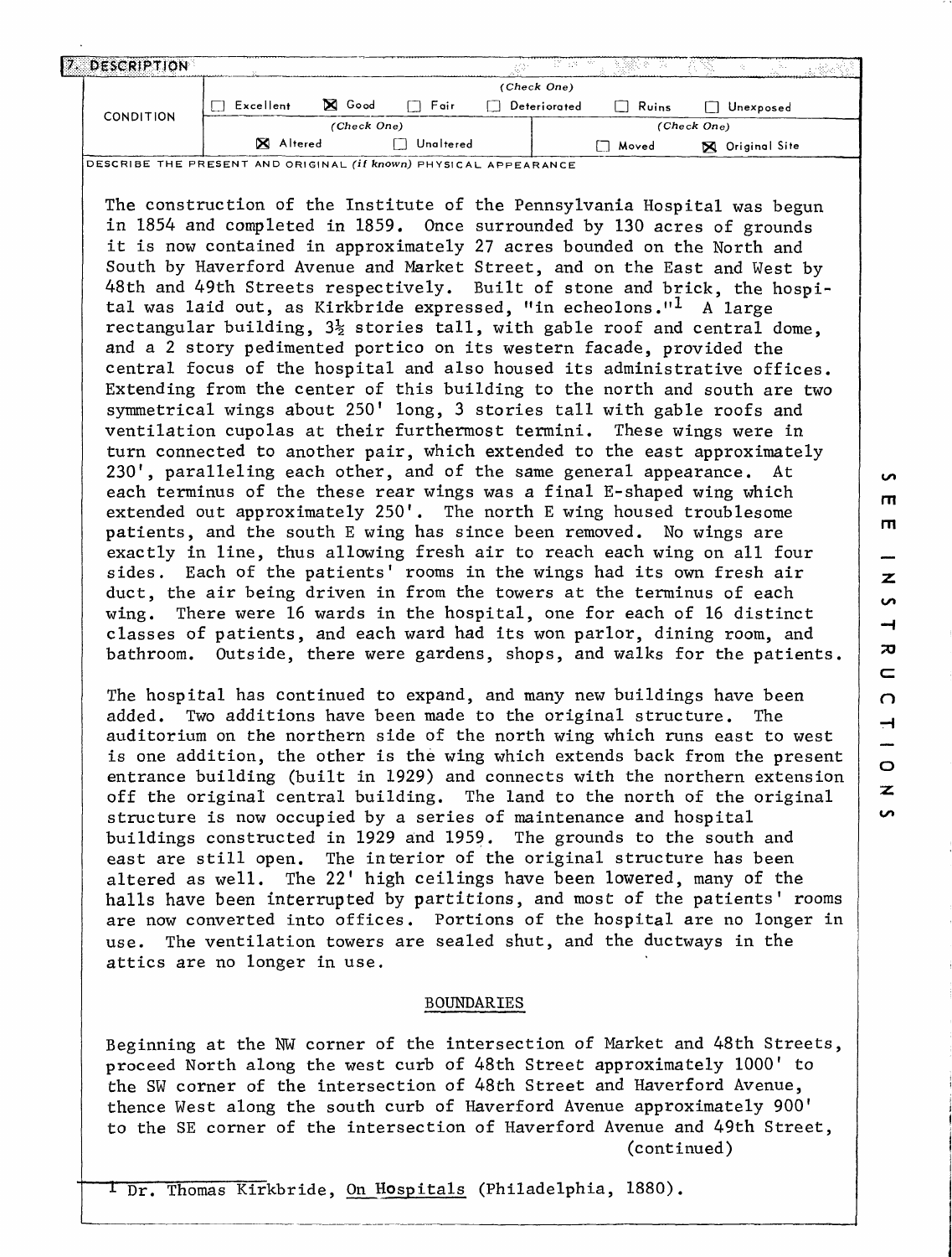## 7. DESCRIPTION

| CONDITION | (Check One) | | | | | |
|---|---|---|---|---|---|---|
| | ☐ Excellent | ☒ Good | ☐ Fair | ☐ Deteriorated | ☐ Ruins | ☐ Unexposed |
| | (Check One) | | | (Check One) | | |
| | ☒ Altered | ☐ Unaltered | | ☐ Moved | ☒ Original Site | |

DESCRIBE THE PRESENT AND ORIGINAL *(if known)* PHYSICAL APPEARANCE

The construction of the Institute of the Pennsylvania Hospital was begun in 1854 and completed in 1859. Once surrounded by 130 acres of grounds it is now contained in approximately 27 acres bounded on the North and South by Haverford Avenue and Market Street, and on the East and West by 48th and 49th Streets respectively. Built of stone and brick, the hospital was laid out, as Kirkbride expressed, "in echeolons."[1] A large rectangular building, $3\frac{1}{2}$ stories tall, with gable roof and central dome, and a 2 story pedimented portico on its western facade, provided the central focus of the hospital and also housed its administrative offices. Extending from the center of this building to the north and south are two symmetrical wings about 250' long, 3 stories tall with gable roofs and ventilation cupolas at their furthermost termini. These wings were in turn connected to another pair, which extended to the east approximately 230', paralleling each other, and of the same general appearance. At each terminus of the these rear wings was a final E-shaped wing which extended out approximately 250'. The north E wing housed troublesome patients, and the south E wing has since been removed. No wings are exactly in line, thus allowing fresh air to reach each wing on all four sides. Each of the patients' rooms in the wings had its own fresh air duct, the air being driven in from the towers at the terminus of each wing. There were 16 wards in the hospital, one for each of 16 distinct classes of patients, and each ward had its won parlor, dining room, and bathroom. Outside, there were gardens, shops, and walks for the patients.

The hospital has continued to expand, and many new buildings have been added. Two additions have been made to the original structure. The auditorium on the northern side of the north wing which runs east to west is one addition, the other is the wing which extends back from the present entrance building (built in 1929) and connects with the northern extension off the original central building. The land to the north of the original structure is now occupied by a series of maintenance and hospital buildings constructed in 1929 and 1959. The grounds to the south and east are still open. The interior of the original structure has been altered as well. The 22' high ceilings have been lowered, many of the halls have been interrupted by partitions, and most of the patients' rooms are now converted into offices. Portions of the hospital are no longer in use. The ventilation towers are sealed shut, and the ductways in the attics are no longer in use.

### BOUNDARIES

Beginning at the NW corner of the intersection of Market and 48th Streets, proceed North along the west curb of 48th Street approximately 1000' to the SW corner of the intersection of 48th Street and Haverford Avenue, thence West along the south curb of Haverford Avenue approximately 900' to the SE corner of the intersection of Haverford Avenue and 49th Street,

(continued)

[1] Dr. Thomas Kirkbride, On Hospitals (Philadelphia, 1880).

SEE INSTRUCTIONS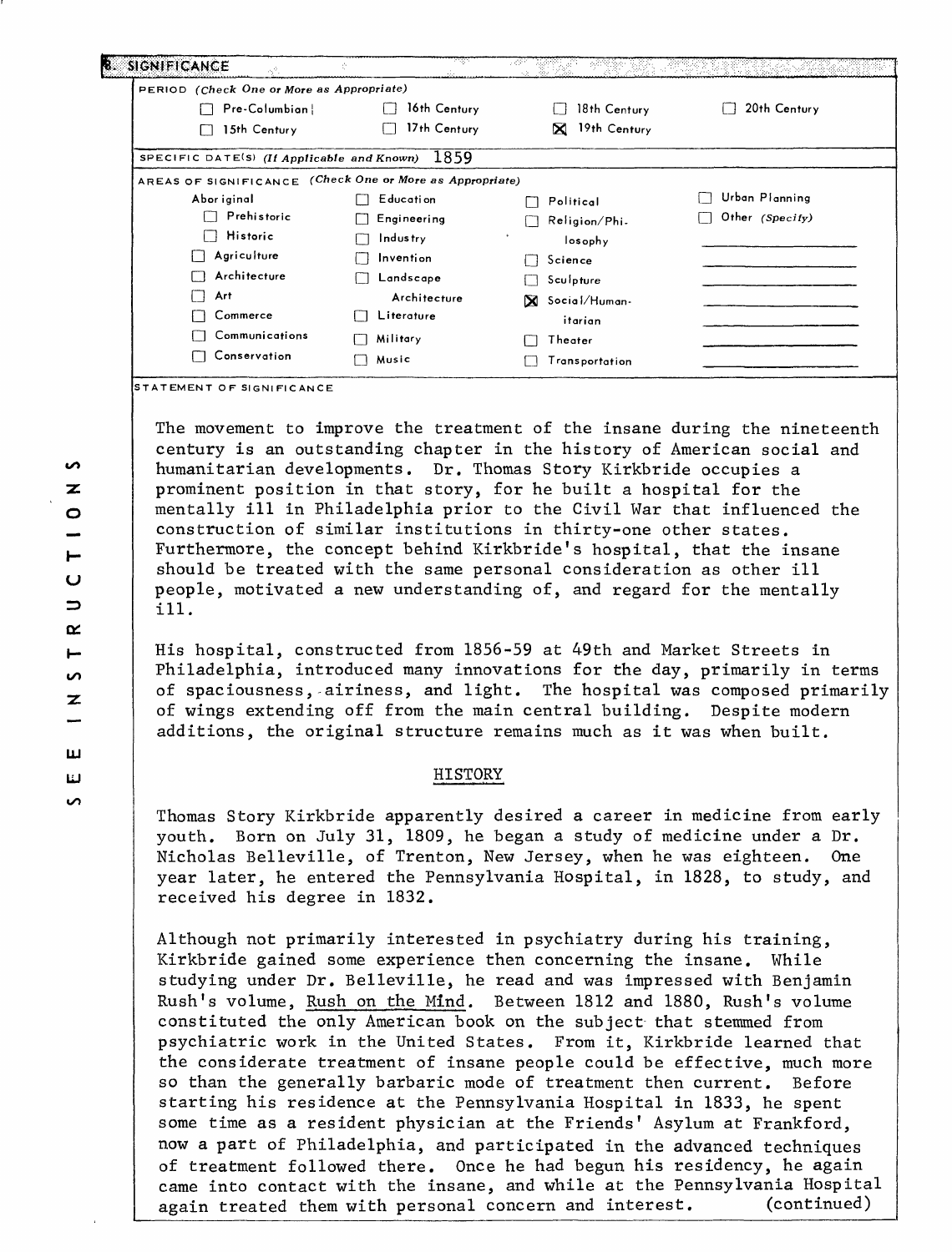## 8. SIGNIFICANCE

PERIOD (Check One or More as Appropriate)

| | | | |
|---|---|---|---|
| ☐ Pre-Columbian | ☐ 16th Century | ☐ 18th Century | ☐ 20th Century |
| ☐ 15th Century | ☐ 17th Century | ☒ 19th Century | |

SPECIFIC DATE(S) (If Applicable and Known) 1859

AREAS OF SIGNIFICANCE (Check One or More as Appropriate)

| | | | |
|---|---|---|---|
| Aboriginal | ☐ Education | ☐ Political | ☐ Urban Planning |
| ☐ Prehistoric | ☐ Engineering | ☐ Religion/Philosophy | ☐ Other (Specify) |
| ☐ Historic | ☐ Industry | ☐ Science | |
| ☐ Agriculture | ☐ Invention | ☐ Sculpture | |
| ☐ Architecture | ☐ Landscape Architecture | ☒ Social/Humanitarian | |
| ☐ Art | ☐ Literature | ☐ Theater | |
| ☐ Commerce | ☐ Military | ☐ Transportation | |
| ☐ Communications | ☐ Music | | |
| ☐ Conservation | | | |

STATEMENT OF SIGNIFICANCE

The movement to improve the treatment of the insane during the nineteenth century is an outstanding chapter in the history of American social and humanitarian developments. Dr. Thomas Story Kirkbride occupies a prominent position in that story, for he built a hospital for the mentally ill in Philadelphia prior to the Civil War that influenced the construction of similar institutions in thirty-one other states. Furthermore, the concept behind Kirkbride's hospital, that the insane should be treated with the same personal consideration as other ill people, motivated a new understanding of, and regard for the mentally ill.

His hospital, constructed from 1856-59 at 49th and Market Streets in Philadelphia, introduced many innovations for the day, primarily in terms of spaciousness, airiness, and light. The hospital was composed primarily of wings extending off from the main central building. Despite modern additions, the original structure remains much as it was when built.

### HISTORY

Thomas Story Kirkbride apparently desired a career in medicine from early youth. Born on July 31, 1809, he began a study of medicine under a Dr. Nicholas Belleville, of Trenton, New Jersey, when he was eighteen. One year later, he entered the Pennsylvania Hospital, in 1828, to study, and received his degree in 1832.

Although not primarily interested in psychiatry during his training, Kirkbride gained some experience then concerning the insane. While studying under Dr. Belleville, he read and was impressed with Benjamin Rush's volume, Rush on the Mind. Between 1812 and 1880, Rush's volume constituted the only American book on the subject that stemmed from psychiatric work in the United States. From it, Kirkbride learned that the considerate treatment of insane people could be effective, much more so than the generally barbaric mode of treatment then current. Before starting his residence at the Pennsylvania Hospital in 1833, he spent some time as a resident physician at the Friends' Asylum at Frankford, now a part of Philadelphia, and participated in the advanced techniques of treatment followed there. Once he had begun his residency, he again came into contact with the insane, and while at the Pennsylvania Hospital again treated them with personal concern and interest. (continued)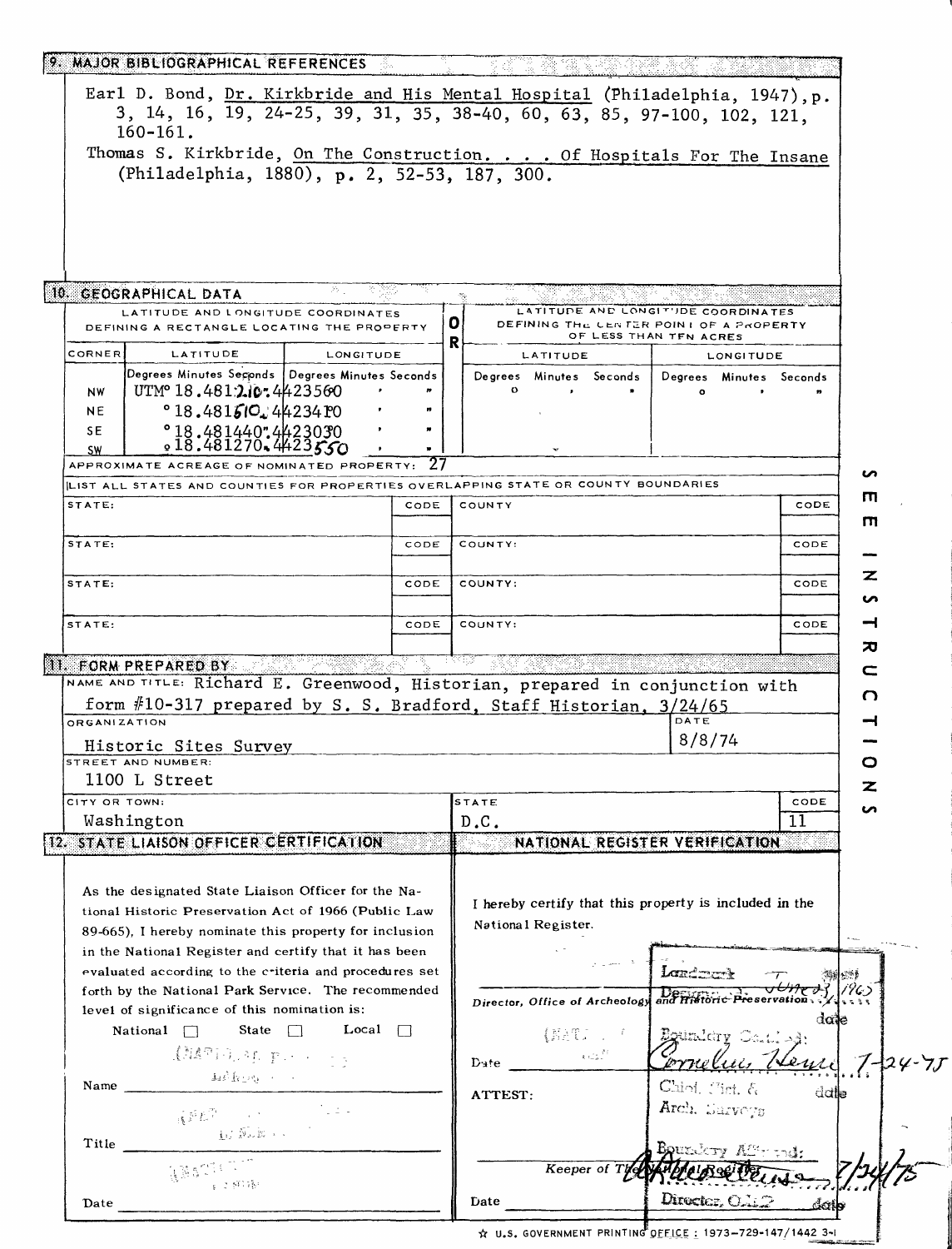## 9. MAJOR BIBLIOGRAPHICAL REFERENCES

Earl D. Bond, Dr. Kirkbride and His Mental Hospital (Philadelphia, 1947), p. 3, 14, 16, 19, 24-25, 39, 31, 35, 38-40, 60, 63, 85, 97-100, 102, 121, 160-161.

Thomas S. Kirkbride, On The Construction. . . . Of Hospitals For The Insane (Philadelphia, 1880), p. 2, 52-53, 187, 300.

## 10. GEOGRAPHICAL DATA

| LATITUDE AND LONGITUDE COORDINATES DEFINING A RECTANGLE LOCATING THE PROPERTY | | | OR | LATITUDE AND LONGITUDE COORDINATES DEFINING THE CENTER POINT OF A PROPERTY OF LESS THAN TEN ACRES | |
|---|---|---|---|---|---|
| CORNER | LATITUDE | LONGITUDE | | LATITUDE | LONGITUDE |
| | Degrees Minutes Seconds | Degrees Minutes Seconds | | Degrees Minutes Seconds | Degrees Minutes Seconds |
| NW | UTM 18.481210.4423560 | | | | |
| NE | 18.481510.4423410 | | | | |
| SE | 18.481440.4423030 | | | | |
| SW | 18.481270.4423550 | | | | |

APPROXIMATE ACREAGE OF NOMINATED PROPERTY: 27

LIST ALL STATES AND COUNTIES FOR PROPERTIES OVERLAPPING STATE OR COUNTY BOUNDARIES

| STATE: | CODE | COUNTY | CODE |
|---|---|---|---|
| STATE: | CODE | COUNTY: | CODE |
| STATE: | CODE | COUNTY: | CODE |
| STATE: | CODE | COUNTY: | CODE |

SEE INSTRUCTIONS

## 11. FORM PREPARED BY

NAME AND TITLE: Richard E. Greenwood, Historian, prepared in conjunction with form #10-317 prepared by S. S. Bradford, Staff Historian, 3/24/65

ORGANIZATION: Historic Sites Survey — DATE: 8/8/74

STREET AND NUMBER: 1100 L Street

CITY OR TOWN: Washington — STATE: D.C. — CODE: 11

## 12. STATE LIAISON OFFICER CERTIFICATION

As the designated State Liaison Officer for the National Historic Preservation Act of 1966 (Public Law 89-665), I hereby nominate this property for inclusion in the National Register and certify that it has been evaluated according to the criteria and procedures set forth by the National Park Service. The recommended level of significance of this nomination is:

National ☐ State ☐ Local ☐

Name ______________________

Title ______________________

Date ______________________

## NATIONAL REGISTER VERIFICATION

I hereby certify that this property is included in the National Register.

Director, Office of Archeology and Historic Preservation

Date ______________________

ATTEST:

Keeper of The National Register

Date ______________________

Landmark Designated: June 23, 1965

Boundary Certified: Cornelius Heine 7-24-75
Chief, Hist. & Arch. Surveys — date

Boundary Affirmed: 7/24/75
Director, OAHP — date

☆ U.S. GOVERNMENT PRINTING OFFICE : 1973-729-147/1442 3-1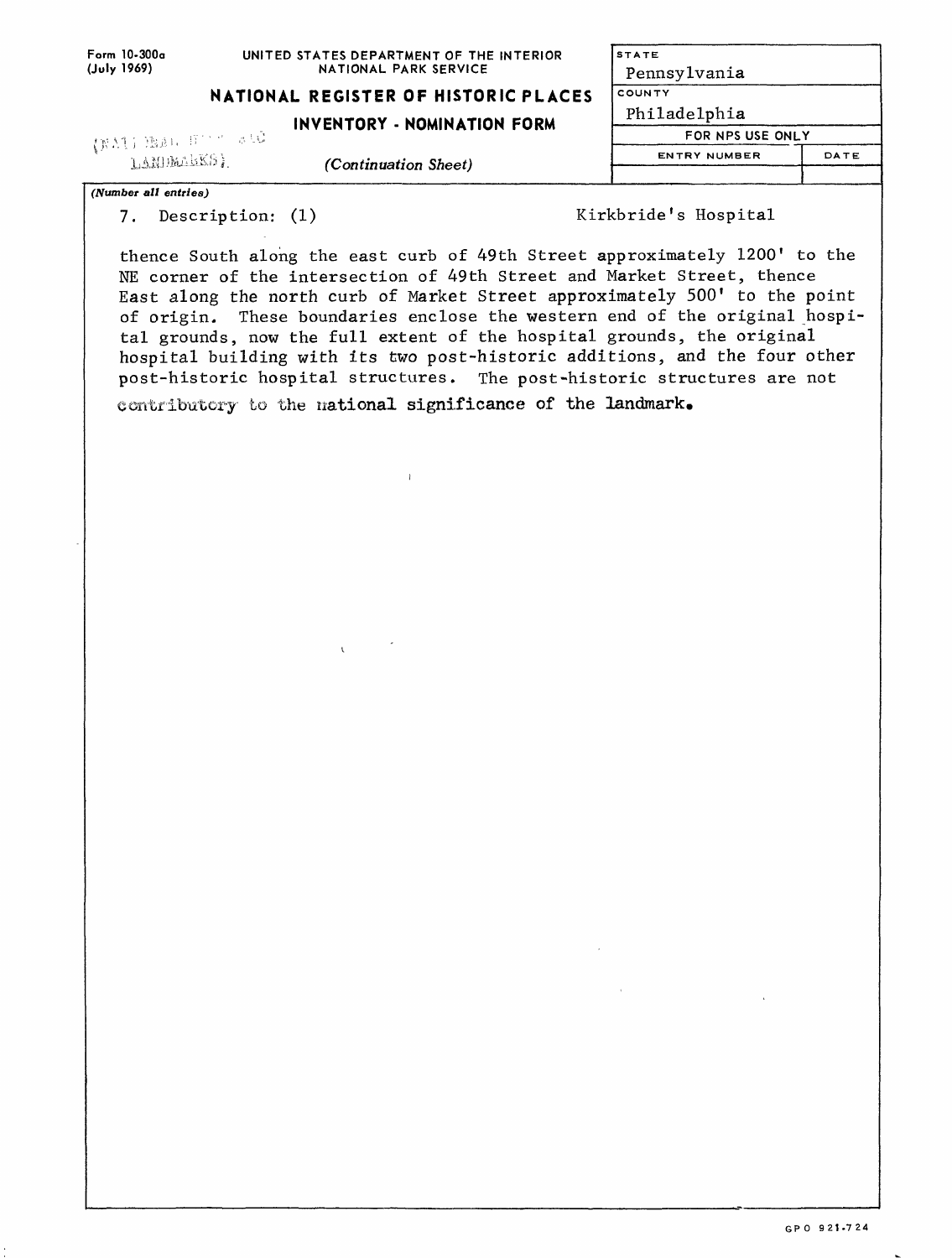Form 10-300a
(July 1969)

UNITED STATES DEPARTMENT OF THE INTERIOR
NATIONAL PARK SERVICE

## NATIONAL REGISTER OF HISTORIC PLACES

### INVENTORY - NOMINATION FORM

(NATIONAL HISTORIC LANDMARKS)

*(Continuation Sheet)*

| STATE | |
|---|---|
| Pennsylvania | |
| COUNTY | |
| Philadelphia | |
| FOR NPS USE ONLY | |
| ENTRY NUMBER | DATE |
| | |

*(Number all entries)*

7. Description: (1) Kirkbride's Hospital

thence South along the east curb of 49th Street approximately 1200' to the NE corner of the intersection of 49th Street and Market Street, thence East along the north curb of Market Street approximately 500' to the point of origin. These boundaries enclose the western end of the original hospital grounds, now the full extent of the hospital grounds, the original hospital building with its two post-historic additions, and the four other post-historic hospital structures. The post-historic structures are not contributory to the national significance of the landmark.

GPO 921-724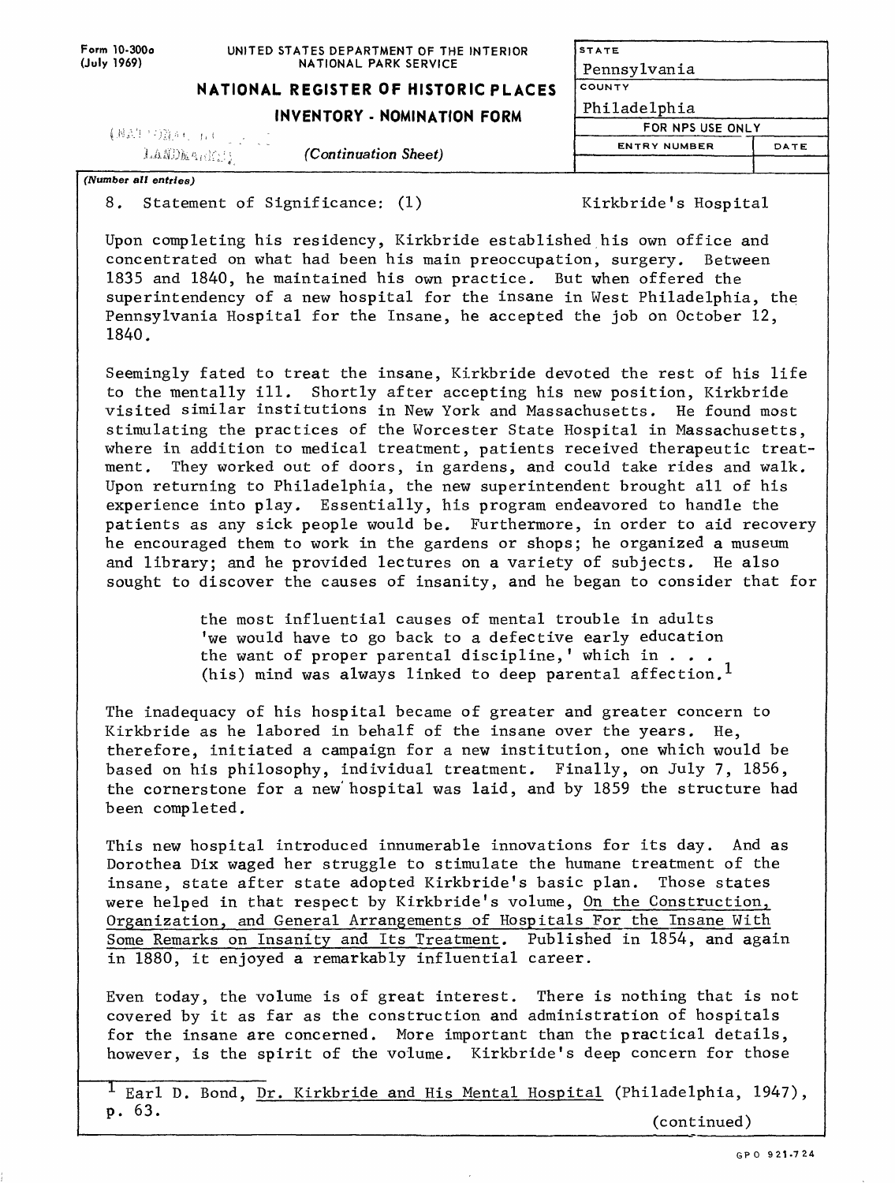Form 10-300a (July 1969)

UNITED STATES DEPARTMENT OF THE INTERIOR
NATIONAL PARK SERVICE

**NATIONAL REGISTER OF HISTORIC PLACES**

**INVENTORY - NOMINATION FORM**

*(Continuation Sheet)*

| STATE | |
|---|---|
| Pennsylvania | |
| COUNTY | |
| Philadelphia | |
| FOR NPS USE ONLY | |
| ENTRY NUMBER | DATE |
| | |

*(Number all entries)*

8. Statement of Significance: (1) Kirkbride's Hospital

Upon completing his residency, Kirkbride established his own office and concentrated on what had been his main preoccupation, surgery. Between 1835 and 1840, he maintained his own practice. But when offered the superintendency of a new hospital for the insane in West Philadelphia, the Pennsylvania Hospital for the Insane, he accepted the job on October 12, 1840.

Seemingly fated to treat the insane, Kirkbride devoted the rest of his life to the mentally ill. Shortly after accepting his new position, Kirkbride visited similar institutions in New York and Massachusetts. He found most stimulating the practices of the Worcester State Hospital in Massachusetts, where in addition to medical treatment, patients received therapeutic treatment. They worked out of doors, in gardens, and could take rides and walk. Upon returning to Philadelphia, the new superintendent brought all of his experience into play. Essentially, his program endeavored to handle the patients as any sick people would be. Furthermore, in order to aid recovery he encouraged them to work in the gardens or shops; he organized a museum and library; and he provided lectures on a variety of subjects. He also sought to discover the causes of insanity, and he began to consider that for

> the most influential causes of mental trouble in adults 'we would have to go back to a defective early education the want of proper parental discipline,' which in . . . (his) mind was always linked to deep parental affection.[1]

The inadequacy of his hospital became of greater and greater concern to Kirkbride as he labored in behalf of the insane over the years. He, therefore, initiated a campaign for a new institution, one which would be based on his philosophy, individual treatment. Finally, on July 7, 1856, the cornerstone for a new hospital was laid, and by 1859 the structure had been completed.

This new hospital introduced innumerable innovations for its day. And as Dorothea Dix waged her struggle to stimulate the humane treatment of the insane, state after state adopted Kirkbride's basic plan. Those states were helped in that respect by Kirkbride's volume, On the Construction, Organization, and General Arrangements of Hospitals For the Insane With Some Remarks on Insanity and Its Treatment. Published in 1854, and again in 1880, it enjoyed a remarkably influential career.

Even today, the volume is of great interest. There is nothing that is not covered by it as far as the construction and administration of hospitals for the insane are concerned. More important than the practical details, however, is the spirit of the volume. Kirkbride's deep concern for those

[1] Earl D. Bond, Dr. Kirkbride and His Mental Hospital (Philadelphia, 1947), p. 63.

(continued)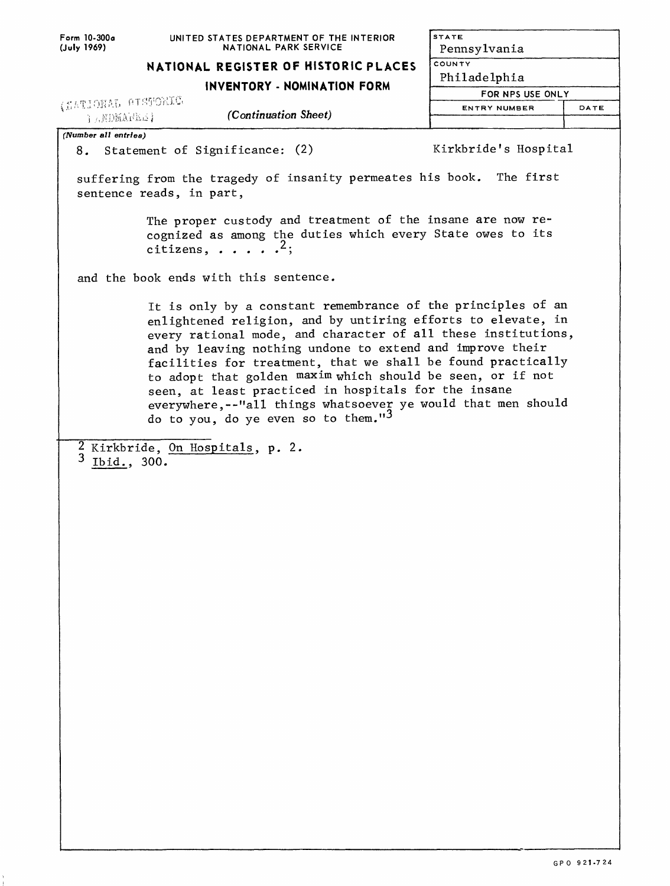8. Statement of Significance: (2) Kirkbride's Hospital

suffering from the tragedy of insanity permeates his book. The first sentence reads, in part,

> The proper custody and treatment of the insane are now recognized as among the duties which every State owes to its citizens, . . . . .[2];

and the book ends with this sentence.

> It is only by a constant remembrance of the principles of an enlightened religion, and by untiring efforts to elevate, in every rational mode, and character of all these institutions, and by leaving nothing undone to extend and improve their facilities for treatment, that we shall be found practically to adopt that golden maxim which should be seen, or if not seen, at least practiced in hospitals for the insane everywhere,--"all things whatsoever ye would that men should do to you, do ye even so to them."[3]

---

[2] Kirkbride, On Hospitals, p. 2.
[3] Ibid., 300.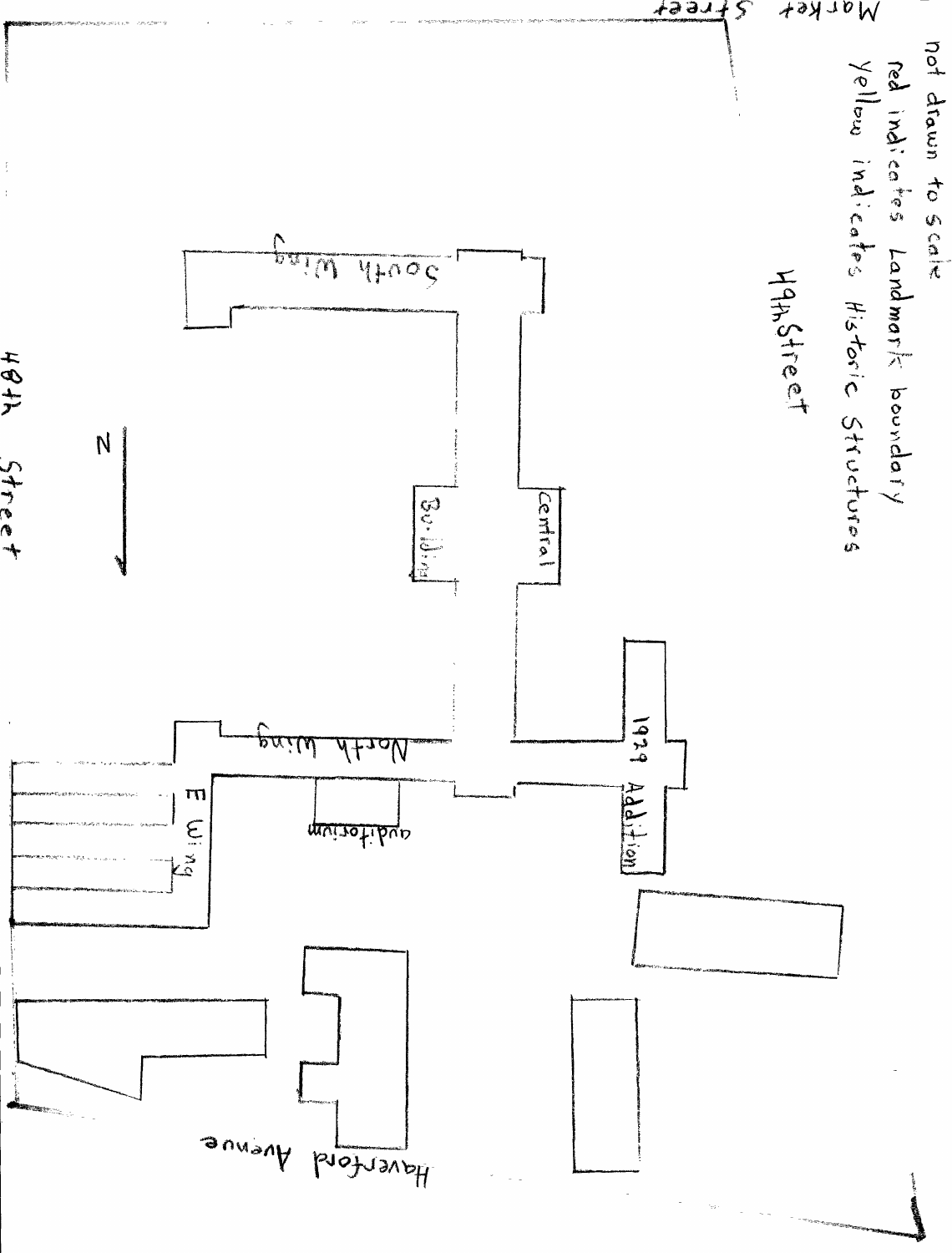not drawn to scale

red indicates Landmark boundary

Yellow indicates Historic Structures

Market Street

49th Street

48th Street

Haverford Avenue

N

South Wing

Central

Building

North Wing

1929 Addition

auditorium

E Wing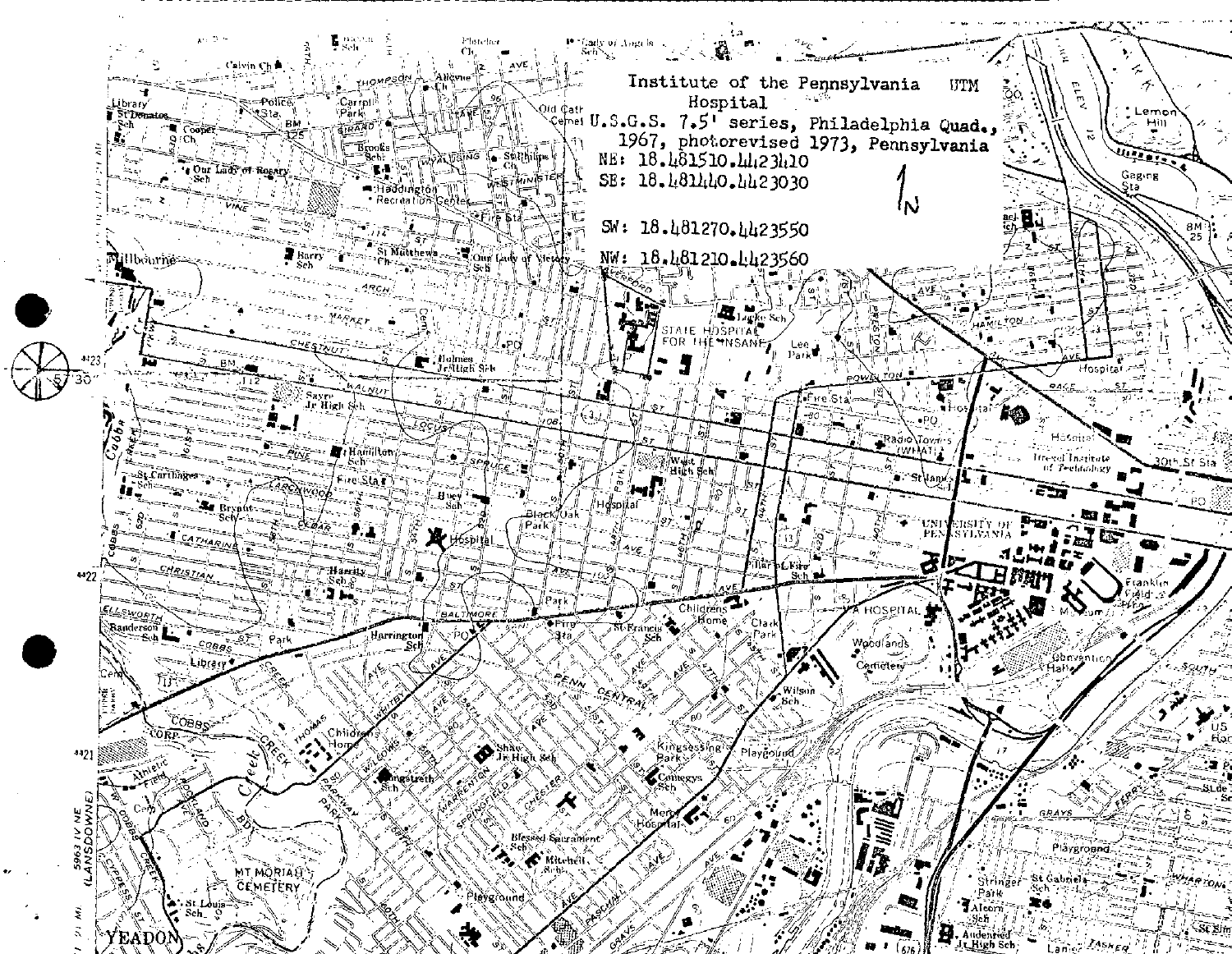Institute of the Pennsylvania Hospital

UTM

U.S.G.S. 7.5' series, Philadelphia Quad., 1967, photorevised 1973, Pennsylvania

NE: 18.481510.4423410

SE: 18.481440.4423030

SW: 18.481270.4423550

NW: 18.481210.4423560

N